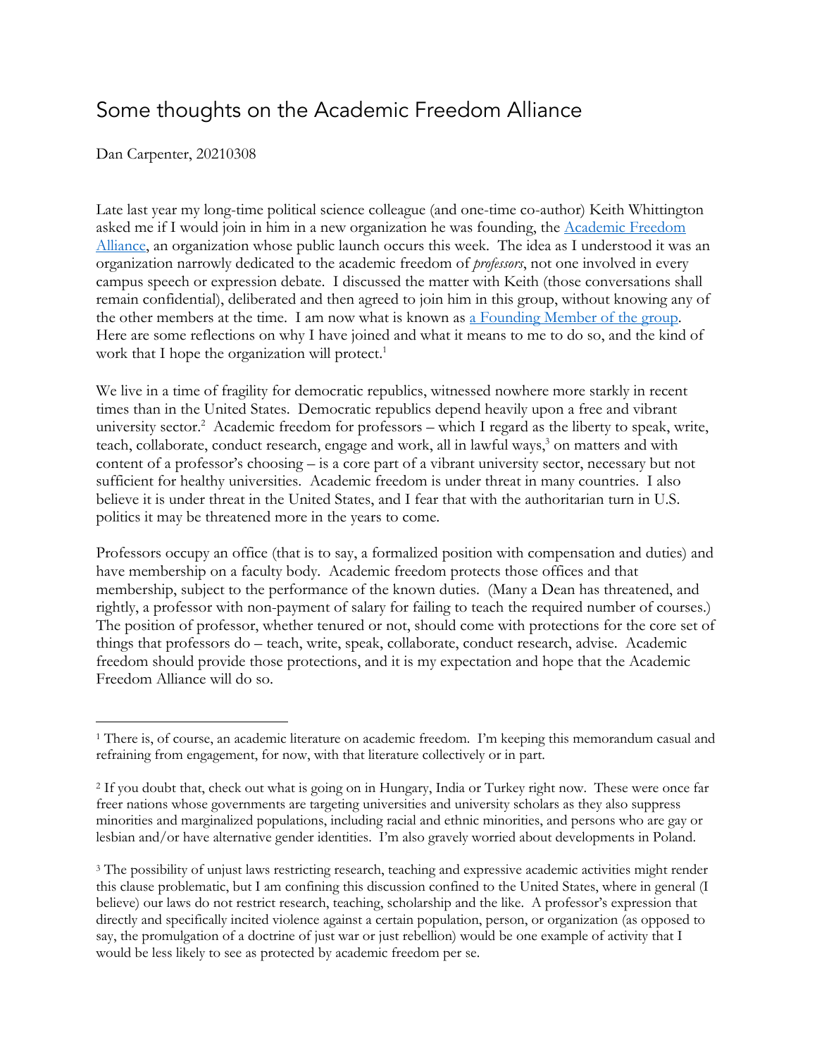# Some thoughts on the Academic Freedom Alliance

Dan Carpenter, 20210308

Late last year my long-time political science colleague (and one-time co-author) Keith Whittington asked me if I would join in him in a new organization he was founding, the Academic Freedom Alliance, an organization whose public launch occurs this week. The idea as I understood it was an organization narrowly dedicated to the academic freedom of *professors*, not one involved in every campus speech or expression debate. I discussed the matter with Keith (those conversations shall remain confidential), deliberated and then agreed to join him in this group, without knowing any of the other members at the time. I am now what is known as a Founding Member of the group. Here are some reflections on why I have joined and what it means to me to do so, and the kind of work that I hope the organization will protect.[1]

We live in a time of fragility for democratic republics, witnessed nowhere more starkly in recent times than in the United States. Democratic republics depend heavily upon a free and vibrant university sector.[2] Academic freedom for professors – which I regard as the liberty to speak, write, teach, collaborate, conduct research, engage and work, all in lawful ways,[3] on matters and with content of a professor's choosing – is a core part of a vibrant university sector, necessary but not sufficient for healthy universities. Academic freedom is under threat in many countries. I also believe it is under threat in the United States, and I fear that with the authoritarian turn in U.S. politics it may be threatened more in the years to come.

Professors occupy an office (that is to say, a formalized position with compensation and duties) and have membership on a faculty body. Academic freedom protects those offices and that membership, subject to the performance of the known duties. (Many a Dean has threatened, and rightly, a professor with non-payment of salary for failing to teach the required number of courses.) The position of professor, whether tenured or not, should come with protections for the core set of things that professors do – teach, write, speak, collaborate, conduct research, advise. Academic freedom should provide those protections, and it is my expectation and hope that the Academic Freedom Alliance will do so.

---

[1] There is, of course, an academic literature on academic freedom. I'm keeping this memorandum casual and refraining from engagement, for now, with that literature collectively or in part.

[2] If you doubt that, check out what is going on in Hungary, India or Turkey right now. These were once far freer nations whose governments are targeting universities and university scholars as they also suppress minorities and marginalized populations, including racial and ethnic minorities, and persons who are gay or lesbian and/or have alternative gender identities. I'm also gravely worried about developments in Poland.

[3] The possibility of unjust laws restricting research, teaching and expressive academic activities might render this clause problematic, but I am confining this discussion confined to the United States, where in general (I believe) our laws do not restrict research, teaching, scholarship and the like. A professor's expression that directly and specifically incited violence against a certain population, person, or organization (as opposed to say, the promulgation of a doctrine of just war or just rebellion) would be one example of activity that I would be less likely to see as protected by academic freedom per se.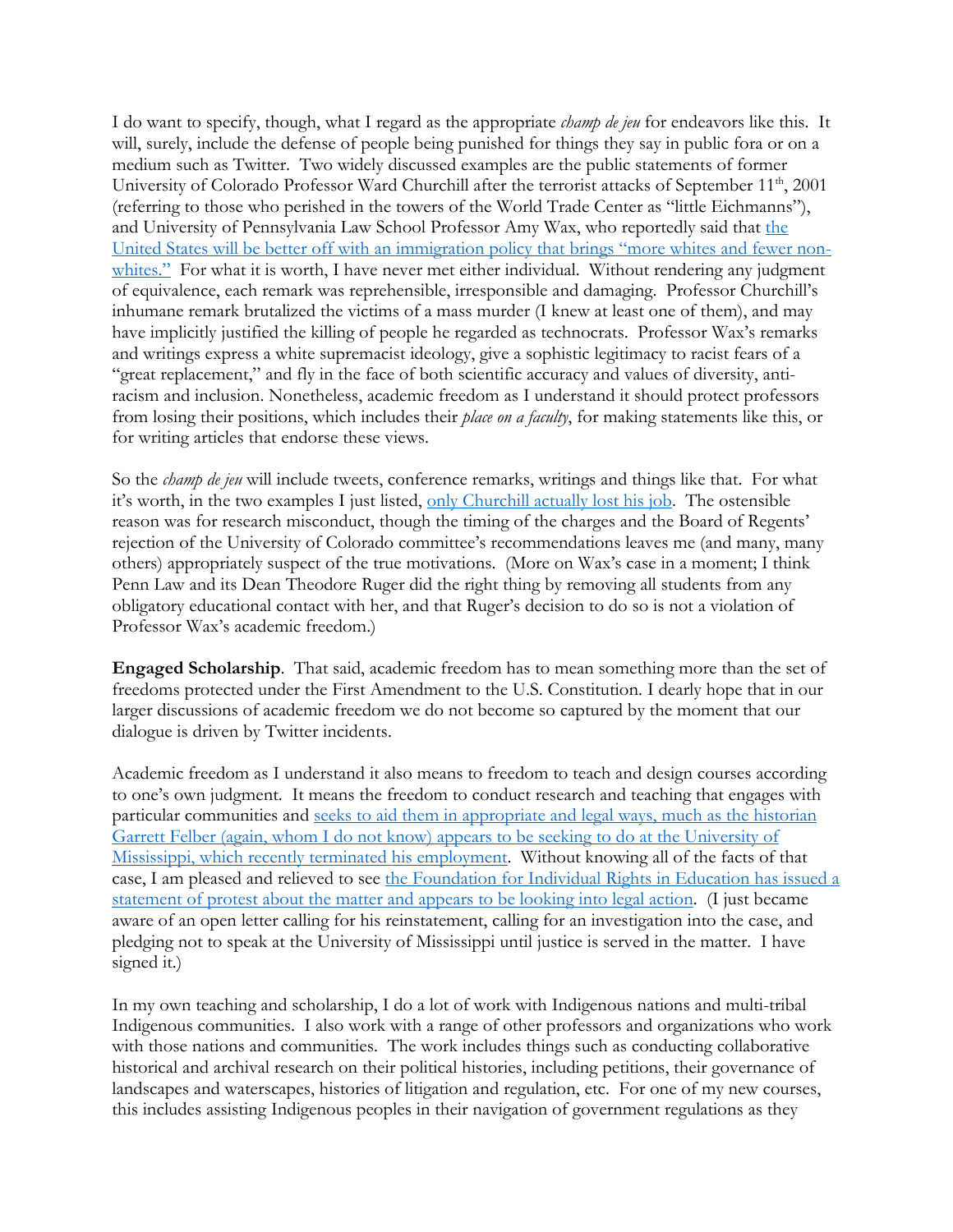I do want to specify, though, what I regard as the appropriate *champ de jeu* for endeavors like this. It will, surely, include the defense of people being punished for things they say in public fora or on a medium such as Twitter. Two widely discussed examples are the public statements of former University of Colorado Professor Ward Churchill after the terrorist attacks of September 11th, 2001 (referring to those who perished in the towers of the World Trade Center as "little Eichmanns"), and University of Pennsylvania Law School Professor Amy Wax, who reportedly said that the United States will be better off with an immigration policy that brings "more whites and fewer non-whites." For what it is worth, I have never met either individual. Without rendering any judgment of equivalence, each remark was reprehensible, irresponsible and damaging. Professor Churchill's inhumane remark brutalized the victims of a mass murder (I knew at least one of them), and may have implicitly justified the killing of people he regarded as technocrats. Professor Wax's remarks and writings express a white supremacist ideology, give a sophistic legitimacy to racist fears of a "great replacement," and fly in the face of both scientific accuracy and values of diversity, anti-racism and inclusion. Nonetheless, academic freedom as I understand it should protect professors from losing their positions, which includes their *place on a faculty*, for making statements like this, or for writing articles that endorse these views.

So the *champ de jeu* will include tweets, conference remarks, writings and things like that. For what it's worth, in the two examples I just listed, only Churchill actually lost his job. The ostensible reason was for research misconduct, though the timing of the charges and the Board of Regents' rejection of the University of Colorado committee's recommendations leaves me (and many, many others) appropriately suspect of the true motivations. (More on Wax's case in a moment; I think Penn Law and its Dean Theodore Ruger did the right thing by removing all students from any obligatory educational contact with her, and that Ruger's decision to do so is not a violation of Professor Wax's academic freedom.)

**Engaged Scholarship**. That said, academic freedom has to mean something more than the set of freedoms protected under the First Amendment to the U.S. Constitution. I dearly hope that in our larger discussions of academic freedom we do not become so captured by the moment that our dialogue is driven by Twitter incidents.

Academic freedom as I understand it also means to freedom to teach and design courses according to one's own judgment. It means the freedom to conduct research and teaching that engages with particular communities and seeks to aid them in appropriate and legal ways, much as the historian Garrett Felber (again, whom I do not know) appears to be seeking to do at the University of Mississippi, which recently terminated his employment. Without knowing all of the facts of that case, I am pleased and relieved to see the Foundation for Individual Rights in Education has issued a statement of protest about the matter and appears to be looking into legal action. (I just became aware of an open letter calling for his reinstatement, calling for an investigation into the case, and pledging not to speak at the University of Mississippi until justice is served in the matter. I have signed it.)

In my own teaching and scholarship, I do a lot of work with Indigenous nations and multi-tribal Indigenous communities. I also work with a range of other professors and organizations who work with those nations and communities. The work includes things such as conducting collaborative historical and archival research on their political histories, including petitions, their governance of landscapes and waterscapes, histories of litigation and regulation, etc. For one of my new courses, this includes assisting Indigenous peoples in their navigation of government regulations as they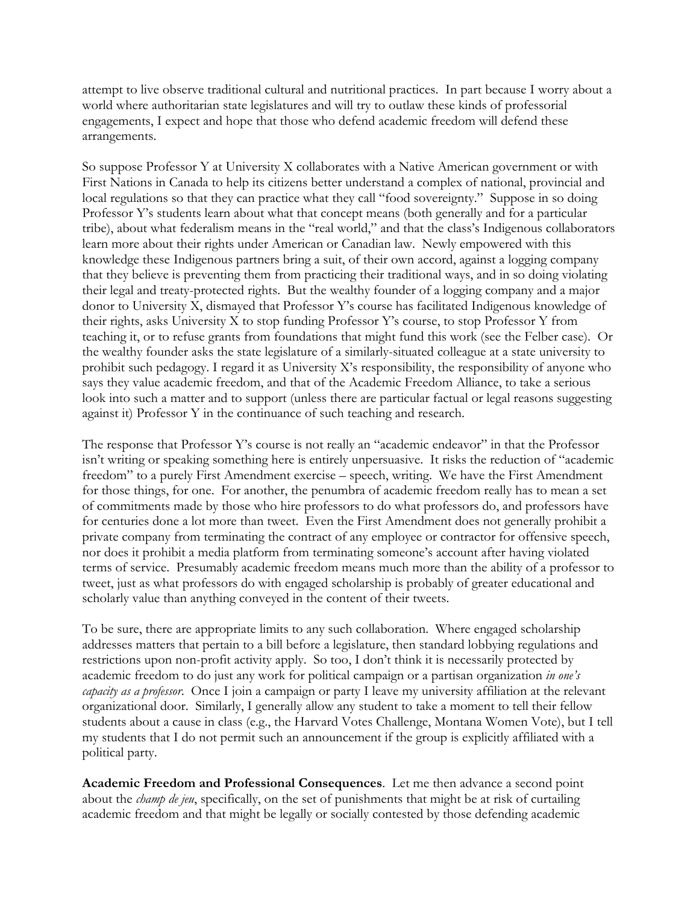attempt to live observe traditional cultural and nutritional practices. In part because I worry about a world where authoritarian state legislatures and will try to outlaw these kinds of professorial engagements, I expect and hope that those who defend academic freedom will defend these arrangements.

So suppose Professor Y at University X collaborates with a Native American government or with First Nations in Canada to help its citizens better understand a complex of national, provincial and local regulations so that they can practice what they call "food sovereignty." Suppose in so doing Professor Y's students learn about what that concept means (both generally and for a particular tribe), about what federalism means in the "real world," and that the class's Indigenous collaborators learn more about their rights under American or Canadian law. Newly empowered with this knowledge these Indigenous partners bring a suit, of their own accord, against a logging company that they believe is preventing them from practicing their traditional ways, and in so doing violating their legal and treaty-protected rights. But the wealthy founder of a logging company and a major donor to University X, dismayed that Professor Y's course has facilitated Indigenous knowledge of their rights, asks University X to stop funding Professor Y's course, to stop Professor Y from teaching it, or to refuse grants from foundations that might fund this work (see the Felber case). Or the wealthy founder asks the state legislature of a similarly-situated colleague at a state university to prohibit such pedagogy. I regard it as University X's responsibility, the responsibility of anyone who says they value academic freedom, and that of the Academic Freedom Alliance, to take a serious look into such a matter and to support (unless there are particular factual or legal reasons suggesting against it) Professor Y in the continuance of such teaching and research.

The response that Professor Y's course is not really an "academic endeavor" in that the Professor isn't writing or speaking something here is entirely unpersuasive. It risks the reduction of "academic freedom" to a purely First Amendment exercise – speech, writing. We have the First Amendment for those things, for one. For another, the penumbra of academic freedom really has to mean a set of commitments made by those who hire professors to do what professors do, and professors have for centuries done a lot more than tweet. Even the First Amendment does not generally prohibit a private company from terminating the contract of any employee or contractor for offensive speech, nor does it prohibit a media platform from terminating someone's account after having violated terms of service. Presumably academic freedom means much more than the ability of a professor to tweet, just as what professors do with engaged scholarship is probably of greater educational and scholarly value than anything conveyed in the content of their tweets.

To be sure, there are appropriate limits to any such collaboration. Where engaged scholarship addresses matters that pertain to a bill before a legislature, then standard lobbying regulations and restrictions upon non-profit activity apply. So too, I don't think it is necessarily protected by academic freedom to do just any work for political campaign or a partisan organization *in one's capacity as a professor*. Once I join a campaign or party I leave my university affiliation at the relevant organizational door. Similarly, I generally allow any student to take a moment to tell their fellow students about a cause in class (e.g., the Harvard Votes Challenge, Montana Women Vote), but I tell my students that I do not permit such an announcement if the group is explicitly affiliated with a political party.

**Academic Freedom and Professional Consequences**. Let me then advance a second point about the *champ de jeu*, specifically, on the set of punishments that might be at risk of curtailing academic freedom and that might be legally or socially contested by those defending academic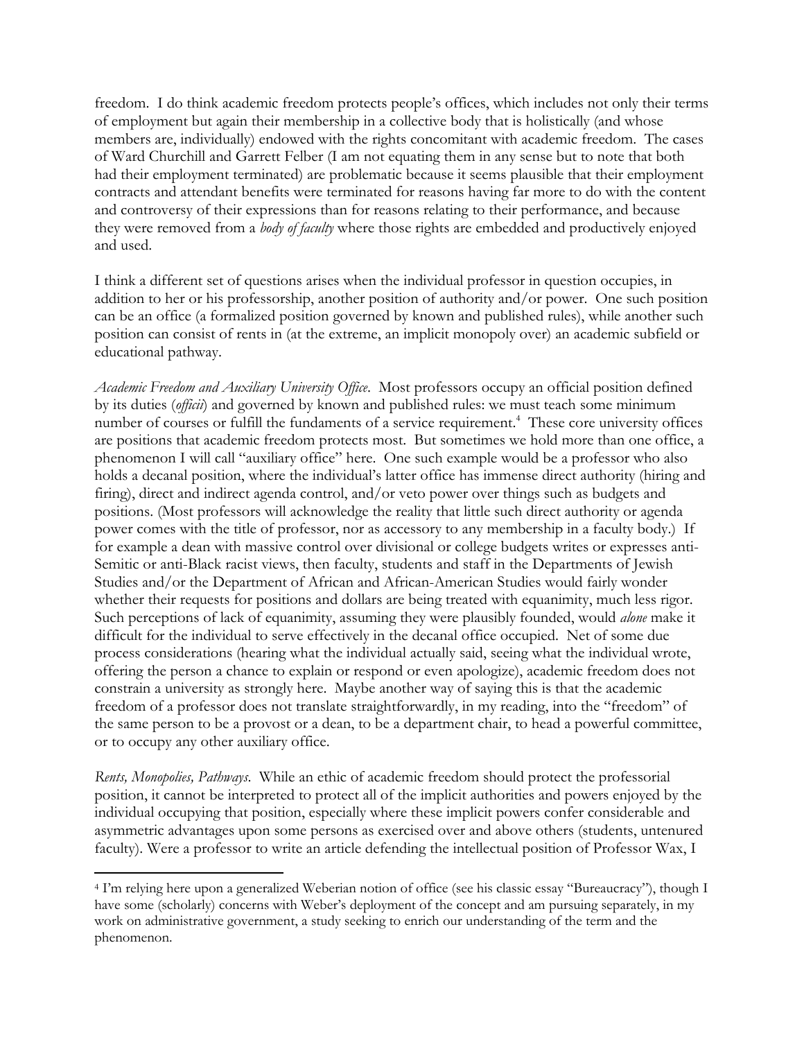freedom. I do think academic freedom protects people's offices, which includes not only their terms of employment but again their membership in a collective body that is holistically (and whose members are, individually) endowed with the rights concomitant with academic freedom. The cases of Ward Churchill and Garrett Felber (I am not equating them in any sense but to note that both had their employment terminated) are problematic because it seems plausible that their employment contracts and attendant benefits were terminated for reasons having far more to do with the content and controversy of their expressions than for reasons relating to their performance, and because they were removed from a *body of faculty* where those rights are embedded and productively enjoyed and used.

I think a different set of questions arises when the individual professor in question occupies, in addition to her or his professorship, another position of authority and/or power. One such position can be an office (a formalized position governed by known and published rules), while another such position can consist of rents in (at the extreme, an implicit monopoly over) an academic subfield or educational pathway.

*Academic Freedom and Auxiliary University Office*. Most professors occupy an official position defined by its duties (*officii*) and governed by known and published rules: we must teach some minimum number of courses or fulfill the fundaments of a service requirement.[4] These core university offices are positions that academic freedom protects most. But sometimes we hold more than one office, a phenomenon I will call "auxiliary office" here. One such example would be a professor who also holds a decanal position, where the individual's latter office has immense direct authority (hiring and firing), direct and indirect agenda control, and/or veto power over things such as budgets and positions. (Most professors will acknowledge the reality that little such direct authority or agenda power comes with the title of professor, nor as accessory to any membership in a faculty body.) If for example a dean with massive control over divisional or college budgets writes or expresses anti-Semitic or anti-Black racist views, then faculty, students and staff in the Departments of Jewish Studies and/or the Department of African and African-American Studies would fairly wonder whether their requests for positions and dollars are being treated with equanimity, much less rigor. Such perceptions of lack of equanimity, assuming they were plausibly founded, would *alone* make it difficult for the individual to serve effectively in the decanal office occupied. Net of some due process considerations (hearing what the individual actually said, seeing what the individual wrote, offering the person a chance to explain or respond or even apologize), academic freedom does not constrain a university as strongly here. Maybe another way of saying this is that the academic freedom of a professor does not translate straightforwardly, in my reading, into the "freedom" of the same person to be a provost or a dean, to be a department chair, to head a powerful committee, or to occupy any other auxiliary office.

*Rents, Monopolies, Pathways*. While an ethic of academic freedom should protect the professorial position, it cannot be interpreted to protect all of the implicit authorities and powers enjoyed by the individual occupying that position, especially where these implicit powers confer considerable and asymmetric advantages upon some persons as exercised over and above others (students, untenured faculty). Were a professor to write an article defending the intellectual position of Professor Wax, I

[4] I'm relying here upon a generalized Weberian notion of office (see his classic essay "Bureaucracy"), though I have some (scholarly) concerns with Weber's deployment of the concept and am pursuing separately, in my work on administrative government, a study seeking to enrich our understanding of the term and the phenomenon.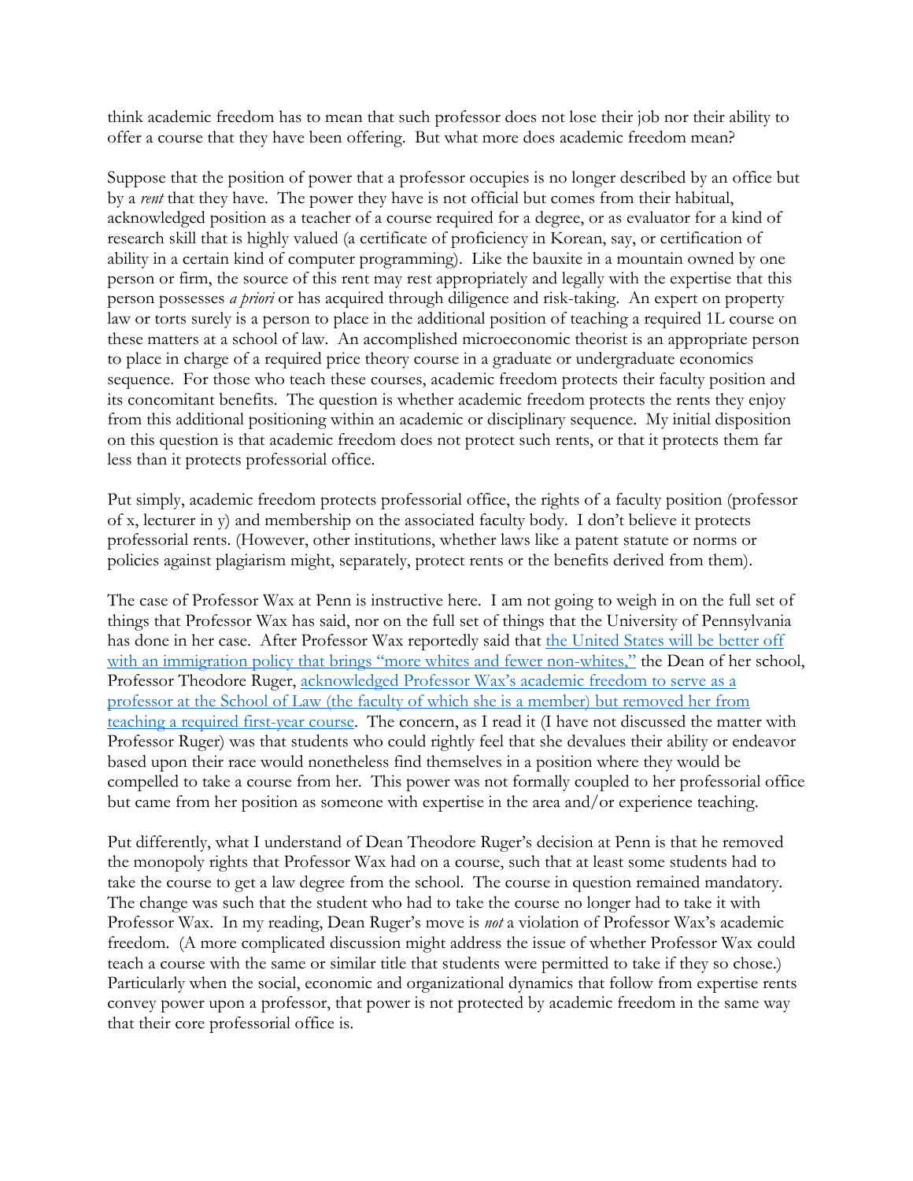think academic freedom has to mean that such professor does not lose their job nor their ability to offer a course that they have been offering. But what more does academic freedom mean?

Suppose that the position of power that a professor occupies is no longer described by an office but by a *rent* that they have. The power they have is not official but comes from their habitual, acknowledged position as a teacher of a course required for a degree, or as evaluator for a kind of research skill that is highly valued (a certificate of proficiency in Korean, say, or certification of ability in a certain kind of computer programming). Like the bauxite in a mountain owned by one person or firm, the source of this rent may rest appropriately and legally with the expertise that this person possesses *a priori* or has acquired through diligence and risk-taking. An expert on property law or torts surely is a person to place in the additional position of teaching a required 1L course on these matters at a school of law. An accomplished microeconomic theorist is an appropriate person to place in charge of a required price theory course in a graduate or undergraduate economics sequence. For those who teach these courses, academic freedom protects their faculty position and its concomitant benefits. The question is whether academic freedom protects the rents they enjoy from this additional positioning within an academic or disciplinary sequence. My initial disposition on this question is that academic freedom does not protect such rents, or that it protects them far less than it protects professorial office.

Put simply, academic freedom protects professorial office, the rights of a faculty position (professor of x, lecturer in y) and membership on the associated faculty body. I don't believe it protects professorial rents. (However, other institutions, whether laws like a patent statute or norms or policies against plagiarism might, separately, protect rents or the benefits derived from them).

The case of Professor Wax at Penn is instructive here. I am not going to weigh in on the full set of things that Professor Wax has said, nor on the full set of things that the University of Pennsylvania has done in her case. After Professor Wax reportedly said that the United States will be better off with an immigration policy that brings "more whites and fewer non-whites," the Dean of her school, Professor Theodore Ruger, acknowledged Professor Wax's academic freedom to serve as a professor at the School of Law (the faculty of which she is a member) but removed her from teaching a required first-year course. The concern, as I read it (I have not discussed the matter with Professor Ruger) was that students who could rightly feel that she devalues their ability or endeavor based upon their race would nonetheless find themselves in a position where they would be compelled to take a course from her. This power was not formally coupled to her professorial office but came from her position as someone with expertise in the area and/or experience teaching.

Put differently, what I understand of Dean Theodore Ruger's decision at Penn is that he removed the monopoly rights that Professor Wax had on a course, such that at least some students had to take the course to get a law degree from the school. The course in question remained mandatory. The change was such that the student who had to take the course no longer had to take it with Professor Wax. In my reading, Dean Ruger's move is *not* a violation of Professor Wax's academic freedom. (A more complicated discussion might address the issue of whether Professor Wax could teach a course with the same or similar title that students were permitted to take if they so chose.) Particularly when the social, economic and organizational dynamics that follow from expertise rents convey power upon a professor, that power is not protected by academic freedom in the same way that their core professorial office is.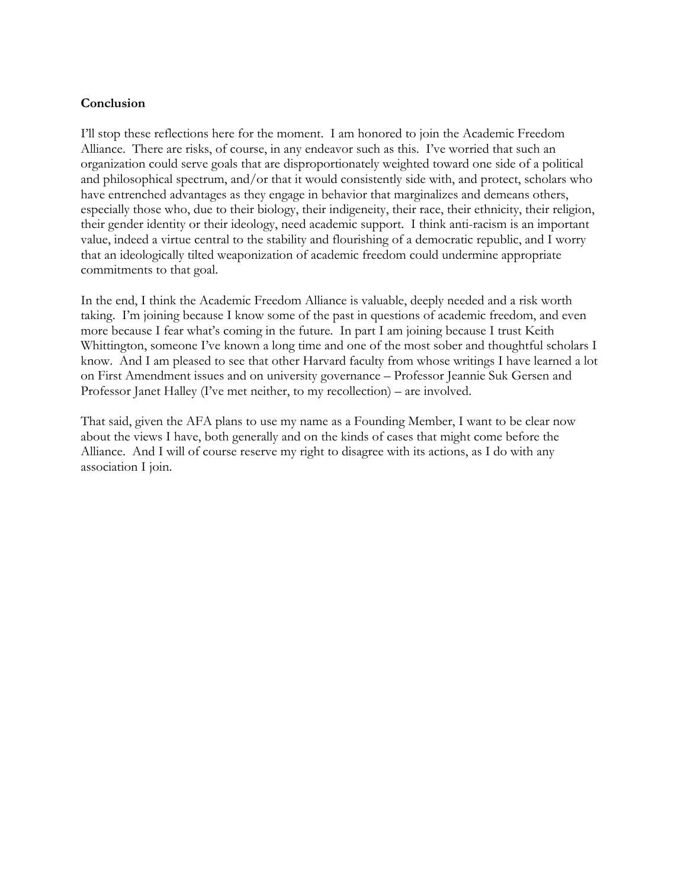**Conclusion**

I'll stop these reflections here for the moment. I am honored to join the Academic Freedom Alliance. There are risks, of course, in any endeavor such as this. I've worried that such an organization could serve goals that are disproportionately weighted toward one side of a political and philosophical spectrum, and/or that it would consistently side with, and protect, scholars who have entrenched advantages as they engage in behavior that marginalizes and demeans others, especially those who, due to their biology, their indigeneity, their race, their ethnicity, their religion, their gender identity or their ideology, need academic support. I think anti-racism is an important value, indeed a virtue central to the stability and flourishing of a democratic republic, and I worry that an ideologically tilted weaponization of academic freedom could undermine appropriate commitments to that goal.

In the end, I think the Academic Freedom Alliance is valuable, deeply needed and a risk worth taking. I'm joining because I know some of the past in questions of academic freedom, and even more because I fear what's coming in the future. In part I am joining because I trust Keith Whittington, someone I've known a long time and one of the most sober and thoughtful scholars I know. And I am pleased to see that other Harvard faculty from whose writings I have learned a lot on First Amendment issues and on university governance – Professor Jeannie Suk Gersen and Professor Janet Halley (I've met neither, to my recollection) – are involved.

That said, given the AFA plans to use my name as a Founding Member, I want to be clear now about the views I have, both generally and on the kinds of cases that might come before the Alliance. And I will of course reserve my right to disagree with its actions, as I do with any association I join.